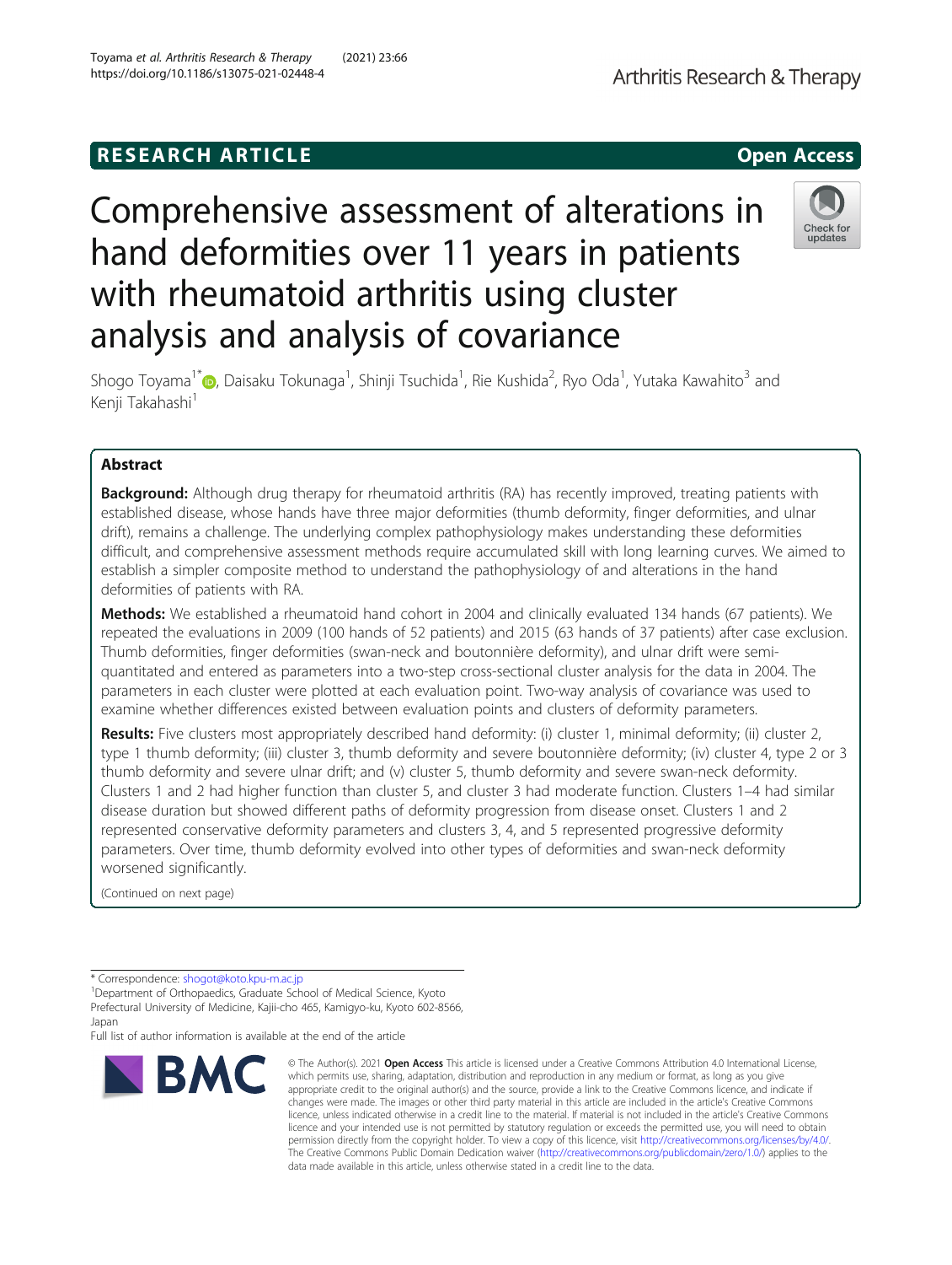RESEARCH ARTICLE

Open Access

# Comprehensive assessment of alterations in hand deformities over 11 years in patients with rheumatoid arthritis using cluster analysis and analysis of covariance

Shogo Toyama[1*], Daisaku Tokunaga[1], Shinji Tsuchida[1], Rie Kushida[2], Ryo Oda[1], Yutaka Kawahito[3] and Kenji Takahashi[1]

## Abstract

**Background:** Although drug therapy for rheumatoid arthritis (RA) has recently improved, treating patients with established disease, whose hands have three major deformities (thumb deformity, finger deformities, and ulnar drift), remains a challenge. The underlying complex pathophysiology makes understanding these deformities difficult, and comprehensive assessment methods require accumulated skill with long learning curves. We aimed to establish a simpler composite method to understand the pathophysiology of and alterations in the hand deformities of patients with RA.

**Methods:** We established a rheumatoid hand cohort in 2004 and clinically evaluated 134 hands (67 patients). We repeated the evaluations in 2009 (100 hands of 52 patients) and 2015 (63 hands of 37 patients) after case exclusion. Thumb deformities, finger deformities (swan-neck and boutonnière deformity), and ulnar drift were semi-quantitated and entered as parameters into a two-step cross-sectional cluster analysis for the data in 2004. The parameters in each cluster were plotted at each evaluation point. Two-way analysis of covariance was used to examine whether differences existed between evaluation points and clusters of deformity parameters.

**Results:** Five clusters most appropriately described hand deformity: (i) cluster 1, minimal deformity; (ii) cluster 2, type 1 thumb deformity; (iii) cluster 3, thumb deformity and severe boutonnière deformity; (iv) cluster 4, type 2 or 3 thumb deformity and severe ulnar drift; and (v) cluster 5, thumb deformity and severe swan-neck deformity. Clusters 1 and 2 had higher function than cluster 5, and cluster 3 had moderate function. Clusters 1–4 had similar disease duration but showed different paths of deformity progression from disease onset. Clusters 1 and 2 represented conservative deformity parameters and clusters 3, 4, and 5 represented progressive deformity parameters. Over time, thumb deformity evolved into other types of deformities and swan-neck deformity worsened significantly.

(Continued on next page)

* Correspondence: shogot@koto.kpu-m.ac.jp
[1]Department of Orthopaedics, Graduate School of Medical Science, Kyoto Prefectural University of Medicine, Kajii-cho 465, Kamigyo-ku, Kyoto 602-8566, Japan
Full list of author information is available at the end of the article

© The Author(s). 2021 **Open Access** This article is licensed under a Creative Commons Attribution 4.0 International License, which permits use, sharing, adaptation, distribution and reproduction in any medium or format, as long as you give appropriate credit to the original author(s) and the source, provide a link to the Creative Commons licence, and indicate if changes were made. The images or other third party material in this article are included in the article's Creative Commons licence, unless indicated otherwise in a credit line to the material. If material is not included in the article's Creative Commons licence and your intended use is not permitted by statutory regulation or exceeds the permitted use, you will need to obtain permission directly from the copyright holder. To view a copy of this licence, visit http://creativecommons.org/licenses/by/4.0/. The Creative Commons Public Domain Dedication waiver (http://creativecommons.org/publicdomain/zero/1.0/) applies to the data made available in this article, unless otherwise stated in a credit line to the data.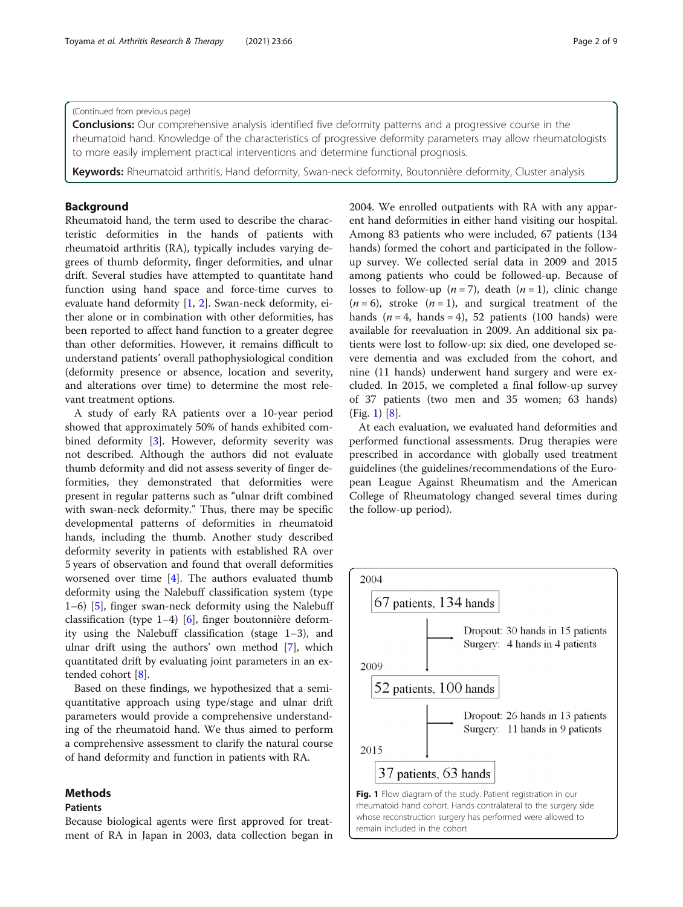(Continued from previous page)

**Conclusions:** Our comprehensive analysis identified five deformity patterns and a progressive course in the rheumatoid hand. Knowledge of the characteristics of progressive deformity parameters may allow rheumatologists to more easily implement practical interventions and determine functional prognosis.

**Keywords:** Rheumatoid arthritis, Hand deformity, Swan-neck deformity, Boutonnière deformity, Cluster analysis

## Background

Rheumatoid hand, the term used to describe the characteristic deformities in the hands of patients with rheumatoid arthritis (RA), typically includes varying degrees of thumb deformity, finger deformities, and ulnar drift. Several studies have attempted to quantitate hand function using hand space and force-time curves to evaluate hand deformity [1, 2]. Swan-neck deformity, either alone or in combination with other deformities, has been reported to affect hand function to a greater degree than other deformities. However, it remains difficult to understand patients' overall pathophysiological condition (deformity presence or absence, location and severity, and alterations over time) to determine the most relevant treatment options.

A study of early RA patients over a 10-year period showed that approximately 50% of hands exhibited combined deformity [3]. However, deformity severity was not described. Although the authors did not evaluate thumb deformity and did not assess severity of finger deformities, they demonstrated that deformities were present in regular patterns such as "ulnar drift combined with swan-neck deformity." Thus, there may be specific developmental patterns of deformities in rheumatoid hands, including the thumb. Another study described deformity severity in patients with established RA over 5 years of observation and found that overall deformities worsened over time [4]. The authors evaluated thumb deformity using the Nalebuff classification system (type 1–6) [5], finger swan-neck deformity using the Nalebuff classification (type 1–4) [6], finger boutonnière deformity using the Nalebuff classification (stage 1–3), and ulnar drift using the authors' own method [7], which quantitated drift by evaluating joint parameters in an extended cohort [8].

Based on these findings, we hypothesized that a semi-quantitative approach using type/stage and ulnar drift parameters would provide a comprehensive understanding of the rheumatoid hand. We thus aimed to perform a comprehensive assessment to clarify the natural course of hand deformity and function in patients with RA.

## Methods

### Patients

Because biological agents were first approved for treatment of RA in Japan in 2003, data collection began in 2004. We enrolled outpatients with RA with any apparent hand deformities in either hand visiting our hospital. Among 83 patients who were included, 67 patients (134 hands) formed the cohort and participated in the follow-up survey. We collected serial data in 2009 and 2015 among patients who could be followed-up. Because of losses to follow-up ($n = 7$), death ($n = 1$), clinic change ($n = 6$), stroke ($n = 1$), and surgical treatment of the hands ($n = 4$, hands $= 4$), 52 patients (100 hands) were available for reevaluation in 2009. An additional six patients were lost to follow-up: six died, one developed severe dementia and was excluded from the cohort, and nine (11 hands) underwent hand surgery and were excluded. In 2015, we completed a final follow-up survey of 37 patients (two men and 35 women; 63 hands) (Fig. 1) [8].

At each evaluation, we evaluated hand deformities and performed functional assessments. Drug therapies were prescribed in accordance with globally used treatment guidelines (the guidelines/recommendations of the European League Against Rheumatism and the American College of Rheumatology changed several times during the follow-up period).

2004
67 patients, 134 hands
Dropout: 30 hands in 15 patients
Surgery: 4 hands in 4 patients
2009
52 patients, 100 hands
Dropout: 26 hands in 13 patients
Surgery: 11 hands in 9 patients
2015
37 patients, 63 hands

**Fig. 1** Flow diagram of the study. Patient registration in our rheumatoid hand cohort. Hands contralateral to the surgery side whose reconstruction surgery has performed were allowed to remain included in the cohort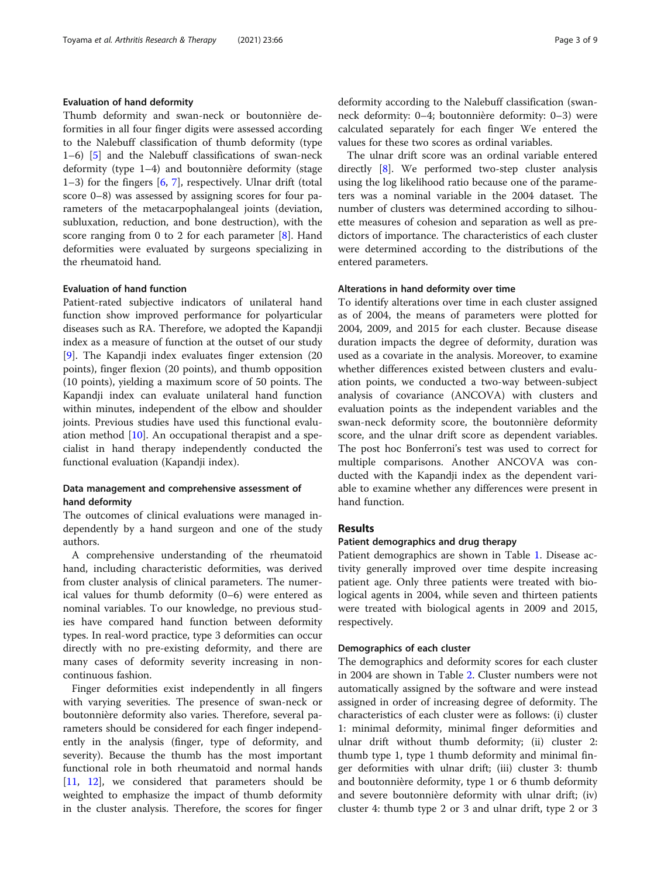### Evaluation of hand deformity

Thumb deformity and swan-neck or boutonnière deformities in all four finger digits were assessed according to the Nalebuff classification of thumb deformity (type 1–6) [5] and the Nalebuff classifications of swan-neck deformity (type 1–4) and boutonnière deformity (stage 1–3) for the fingers [6, 7], respectively. Ulnar drift (total score 0–8) was assessed by assigning scores for four parameters of the metacarpophalangeal joints (deviation, subluxation, reduction, and bone destruction), with the score ranging from 0 to 2 for each parameter [8]. Hand deformities were evaluated by surgeons specializing in the rheumatoid hand.

### Evaluation of hand function

Patient-rated subjective indicators of unilateral hand function show improved performance for polyarticular diseases such as RA. Therefore, we adopted the Kapandji index as a measure of function at the outset of our study [9]. The Kapandji index evaluates finger extension (20 points), finger flexion (20 points), and thumb opposition (10 points), yielding a maximum score of 50 points. The Kapandji index can evaluate unilateral hand function within minutes, independent of the elbow and shoulder joints. Previous studies have used this functional evaluation method [10]. An occupational therapist and a specialist in hand therapy independently conducted the functional evaluation (Kapandji index).

### Data management and comprehensive assessment of hand deformity

The outcomes of clinical evaluations were managed independently by a hand surgeon and one of the study authors.

A comprehensive understanding of the rheumatoid hand, including characteristic deformities, was derived from cluster analysis of clinical parameters. The numerical values for thumb deformity (0–6) were entered as nominal variables. To our knowledge, no previous studies have compared hand function between deformity types. In real-word practice, type 3 deformities can occur directly with no pre-existing deformity, and there are many cases of deformity severity increasing in non-continuous fashion.

Finger deformities exist independently in all fingers with varying severities. The presence of swan-neck or boutonnière deformity also varies. Therefore, several parameters should be considered for each finger independently in the analysis (finger, type of deformity, and severity). Because the thumb has the most important functional role in both rheumatoid and normal hands [11, 12], we considered that parameters should be weighted to emphasize the impact of thumb deformity in the cluster analysis. Therefore, the scores for finger deformity according to the Nalebuff classification (swan-neck deformity: 0–4; boutonnière deformity: 0–3) were calculated separately for each finger We entered the values for these two scores as ordinal variables.

The ulnar drift score was an ordinal variable entered directly [8]. We performed two-step cluster analysis using the log likelihood ratio because one of the parameters was a nominal variable in the 2004 dataset. The number of clusters was determined according to silhouette measures of cohesion and separation as well as predictors of importance. The characteristics of each cluster were determined according to the distributions of the entered parameters.

### Alterations in hand deformity over time

To identify alterations over time in each cluster assigned as of 2004, the means of parameters were plotted for 2004, 2009, and 2015 for each cluster. Because disease duration impacts the degree of deformity, duration was used as a covariate in the analysis. Moreover, to examine whether differences existed between clusters and evaluation points, we conducted a two-way between-subject analysis of covariance (ANCOVA) with clusters and evaluation points as the independent variables and the swan-neck deformity score, the boutonnière deformity score, and the ulnar drift score as dependent variables. The post hoc Bonferroni's test was used to correct for multiple comparisons. Another ANCOVA was conducted with the Kapandji index as the dependent variable to examine whether any differences were present in hand function.

## Results

### Patient demographics and drug therapy

Patient demographics are shown in Table 1. Disease activity generally improved over time despite increasing patient age. Only three patients were treated with biological agents in 2004, while seven and thirteen patients were treated with biological agents in 2009 and 2015, respectively.

### Demographics of each cluster

The demographics and deformity scores for each cluster in 2004 are shown in Table 2. Cluster numbers were not automatically assigned by the software and were instead assigned in order of increasing degree of deformity. The characteristics of each cluster were as follows: (i) cluster 1: minimal deformity, minimal finger deformities and ulnar drift without thumb deformity; (ii) cluster 2: thumb type 1, type 1 thumb deformity and minimal finger deformities with ulnar drift; (iii) cluster 3: thumb and boutonnière deformity, type 1 or 6 thumb deformity and severe boutonnière deformity with ulnar drift; (iv) cluster 4: thumb type 2 or 3 and ulnar drift, type 2 or 3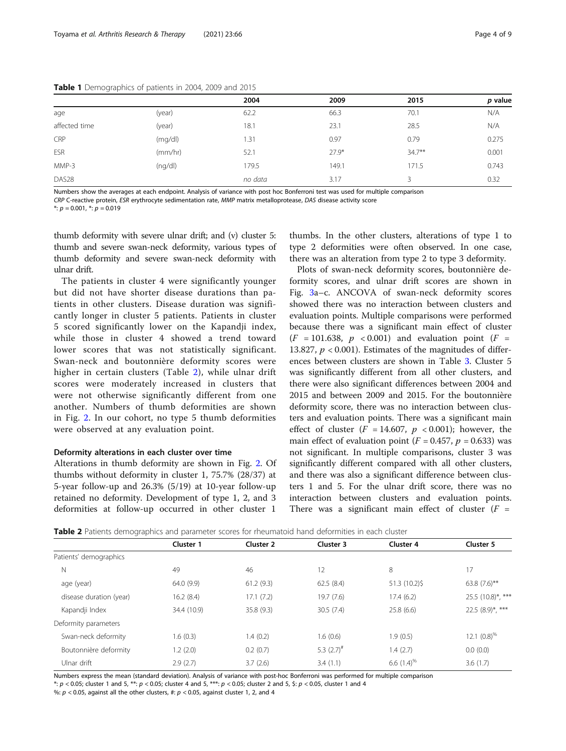**Table 1** Demographics of patients in 2004, 2009 and 2015

| | | 2004 | 2009 | 2015 | *p* value |
|---|---|---|---|---|---|
| age | (year) | 62.2 | 66.3 | 70.1 | N/A |
| affected time | (year) | 18.1 | 23.1 | 28.5 | N/A |
| CRP | (mg/dl) | 1.31 | 0.97 | 0.79 | 0.275 |
| ESR | (mm/hr) | 52.1 | 27.9* | 34.7** | 0.001 |
| MMP-3 | (ng/dl) | 179.5 | 149.1 | 171.5 | 0.743 |
| DAS28 | | *no data* | 3.17 | 3 | 0.32 |

Numbers show the averages at each endpoint. Analysis of variance with post hoc Bonferroni test was used for multiple comparison
*CRP* C-reactive protein, *ESR* erythrocyte sedimentation rate, *MMP* matrix metalloprotease, *DAS* disease activity score
*: $p = 0.001$, *: $p = 0.019$

thumb deformity with severe ulnar drift; and (v) cluster 5: thumb and severe swan-neck deformity, various types of thumb deformity and severe swan-neck deformity with ulnar drift.

The patients in cluster 4 were significantly younger but did not have shorter disease durations than patients in other clusters. Disease duration was significantly longer in cluster 5 patients. Patients in cluster 5 scored significantly lower on the Kapandji index, while those in cluster 4 showed a trend toward lower scores that was not statistically significant. Swan-neck and boutonnière deformity scores were higher in certain clusters (Table 2), while ulnar drift scores were moderately increased in clusters that were not otherwise significantly different from one another. Numbers of thumb deformities are shown in Fig. 2. In our cohort, no type 5 thumb deformities were observed at any evaluation point.

### Deformity alterations in each cluster over time

Alterations in thumb deformity are shown in Fig. 2. Of thumbs without deformity in cluster 1, 75.7% (28/37) at 5-year follow-up and 26.3% (5/19) at 10-year follow-up retained no deformity. Development of type 1, 2, and 3 deformities at follow-up occurred in other cluster 1 thumbs. In the other clusters, alterations of type 1 to type 2 deformities were often observed. In one case, there was an alteration from type 2 to type 3 deformity.

Plots of swan-neck deformity scores, boutonnière deformity scores, and ulnar drift scores are shown in Fig. 3a–c. ANCOVA of swan-neck deformity scores showed there was no interaction between clusters and evaluation points. Multiple comparisons were performed because there was a significant main effect of cluster ($F = 101.638$, $p < 0.001$) and evaluation point ($F = 13.827$, $p < 0.001$). Estimates of the magnitudes of differences between clusters are shown in Table 3. Cluster 5 was significantly different from all other clusters, and there were also significant differences between 2004 and 2015 and between 2009 and 2015. For the boutonnière deformity score, there was no interaction between clusters and evaluation points. There was a significant main effect of cluster ($F = 14.607$, $p < 0.001$); however, the main effect of evaluation point ($F = 0.457$, $p = 0.633$) was not significant. In multiple comparisons, cluster 3 was significantly different compared with all other clusters, and there was also a significant difference between clusters 1 and 5. For the ulnar drift score, there was no interaction between clusters and evaluation points. There was a significant main effect of cluster ($F =$

**Table 2** Patients demographics and parameter scores for rheumatoid hand deformities in each cluster

| | Cluster 1 | Cluster 2 | Cluster 3 | Cluster 4 | Cluster 5 |
|---|---|---|---|---|---|
| Patients' demographics | | | | | |
| N | 49 | 46 | 12 | 8 | 17 |
| age (year) | 64.0 (9.9) | 61.2 (9.3) | 62.5 (8.4) | 51.3 (10.2)$ | 63.8 (7.6)** |
| disease duration (year) | 16.2 (8.4) | 17.1 (7.2) | 19.7 (7.6) | 17.4 (6.2) | 25.5 (10.8)*, *** |
| Kapandji Index | 34.4 (10.9) | 35.8 (9.3) | 30.5 (7.4) | 25.8 (6.6) | 22.5 (8.9)*, *** |
| Deformity parameters | | | | | |
| Swan-neck deformity | 1.6 (0.3) | 1.4 (0.2) | 1.6 (0.6) | 1.9 (0.5) | 12.1 (0.8)[%] |
| Boutonnière deformity | 1.2 (2.0) | 0.2 (0.7) | 5.3 (2.7)[#] | 1.4 (2.7) | 0.0 (0.0) |
| Ulnar drift | 2.9 (2.7) | 3.7 (2.6) | 3.4 (1.1) | 6.6 (1.4)[%] | 3.6 (1.7) |

Numbers express the mean (standard deviation). Analysis of variance with post-hoc Bonferroni was performed for multiple comparison
*: $p < 0.05$; cluster 1 and 5, **: $p < 0.05$; cluster 4 and 5, ***: $p < 0.05$; cluster 2 and 5, \$: $p < 0.05$, cluster 1 and 4
%: $p < 0.05$, against all the other clusters, #: $p < 0.05$, against cluster 1, 2, and 4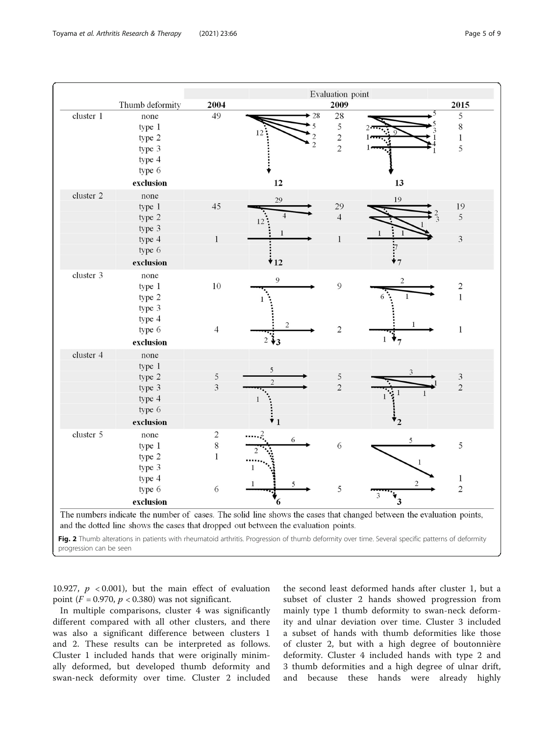| | Thumb deformity | 2004 | 2009 | 2015 |
|---|---|---|---|---|
| cluster 1 | none | 49 | 28 | 5 |
| | type 1 | | 5 | 8 |
| | type 2 | | 2 | 1 |
| | type 3 | | 2 | 5 |
| | type 4 | | | |
| | type 6 | | | |
| | **exclusion** | | **12** | **13** |
| cluster 2 | none | | | |
| | type 1 | 45 | 29 | 19 |
| | type 2 | | 4 | 5 |
| | type 3 | | | |
| | type 4 | 1 | 1 | 3 |
| | type 6 | | | |
| | **exclusion** | | **12** | **7** |
| cluster 3 | none | | | |
| | type 1 | 10 | 9 | 2 |
| | type 2 | | | 1 |
| | type 3 | | | |
| | type 4 | | | |
| | type 6 | 4 | 2 | 1 |
| | **exclusion** | | **3** | **7** |
| cluster 4 | none | | | |
| | type 1 | | | |
| | type 2 | 5 | 5 | 3 |
| | type 3 | 3 | 2 | 2 |
| | type 4 | | | |
| | type 6 | | | |
| | **exclusion** | | **1** | **2** |
| cluster 5 | none | 2 | | |
| | type 1 | 8 | 6 | 5 |
| | type 2 | 1 | | |
| | type 3 | | | |
| | type 4 | | | 1 |
| | type 6 | 6 | 5 | 2 |
| | **exclusion** | | **6** | **3** |

The numbers indicate the number of cases. The solid line shows the cases that changed between the evaluation points, and the dotted line shows the cases that dropped out between the evaluation points.

**Fig. 2** Thumb alterations in patients with rheumatoid arthritis. Progression of thumb deformity over time. Several specific patterns of deformity progression can be seen

10.927, $p < 0.001$), but the main effect of evaluation point ($F = 0.970$, $p < 0.380$) was not significant.

In multiple comparisons, cluster 4 was significantly different compared with all other clusters, and there was also a significant difference between clusters 1 and 2. These results can be interpreted as follows. Cluster 1 included hands that were originally minimally deformed, but developed thumb deformity and swan-neck deformity over time. Cluster 2 included the second least deformed hands after cluster 1, but a subset of cluster 2 hands showed progression from mainly type 1 thumb deformity to swan-neck deformity and ulnar deviation over time. Cluster 3 included a subset of hands with thumb deformities like those of cluster 2, but with a high degree of boutonnière deformity. Cluster 4 included hands with type 2 and 3 thumb deformities and a high degree of ulnar drift, and because these hands were already highly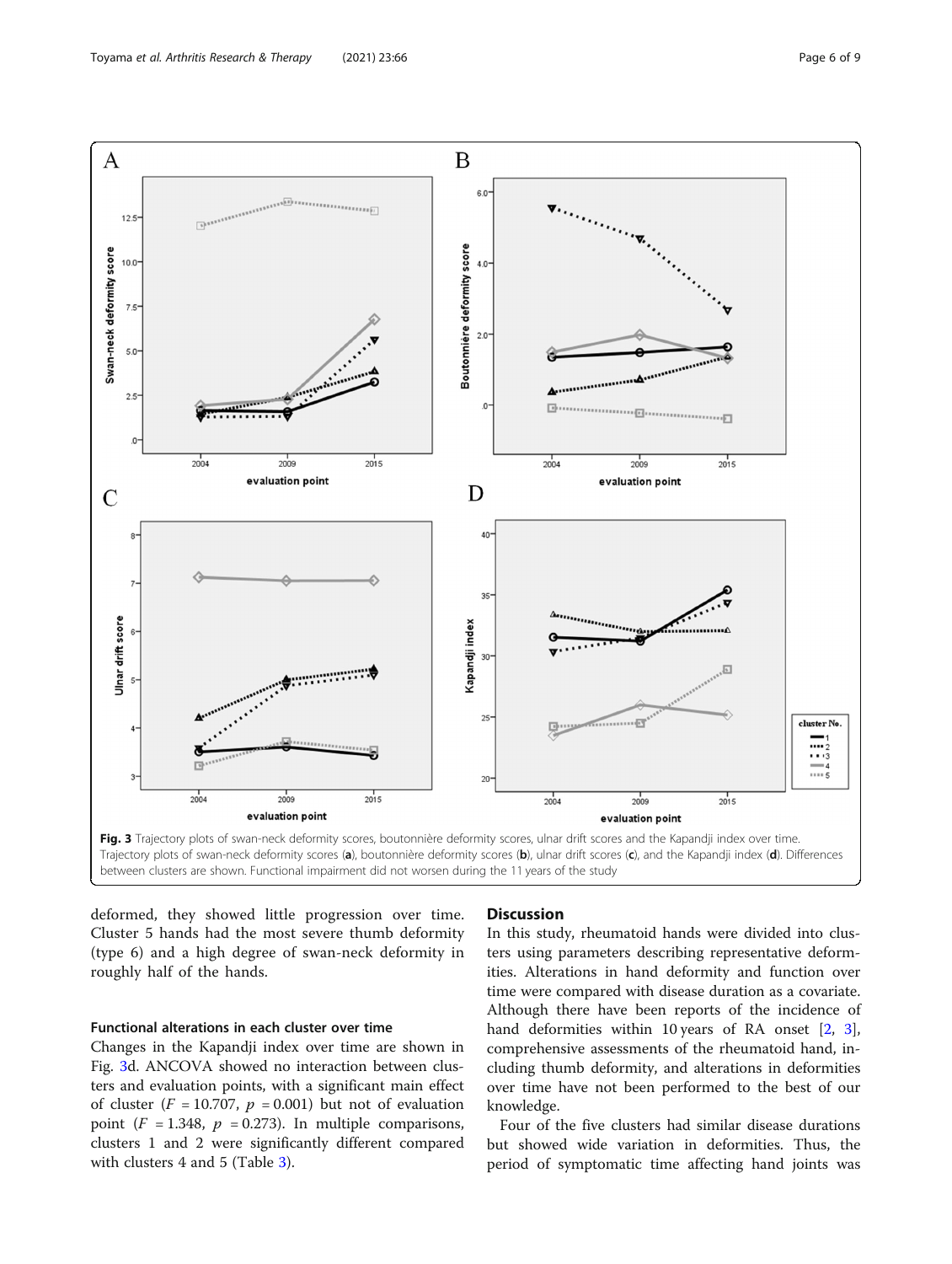**Fig. 3** Trajectory plots of swan-neck deformity scores, boutonnière deformity scores, ulnar drift scores and the Kapandji index over time. Trajectory plots of swan-neck deformity scores (**a**), boutonnière deformity scores (**b**), ulnar drift scores (**c**), and the Kapandji index (**d**). Differences between clusters are shown. Functional impairment did not worsen during the 11 years of the study

deformed, they showed little progression over time. Cluster 5 hands had the most severe thumb deformity (type 6) and a high degree of swan-neck deformity in roughly half of the hands.

### Functional alterations in each cluster over time

Changes in the Kapandji index over time are shown in Fig. 3d. ANCOVA showed no interaction between clusters and evaluation points, with a significant main effect of cluster ($F = 10.707$, $p = 0.001$) but not of evaluation point ($F = 1.348$, $p = 0.273$). In multiple comparisons, clusters 1 and 2 were significantly different compared with clusters 4 and 5 (Table 3).

## Discussion

In this study, rheumatoid hands were divided into clusters using parameters describing representative deformities. Alterations in hand deformity and function over time were compared with disease duration as a covariate. Although there have been reports of the incidence of hand deformities within 10 years of RA onset [2, 3], comprehensive assessments of the rheumatoid hand, including thumb deformity, and alterations in deformities over time have not been performed to the best of our knowledge.

Four of the five clusters had similar disease durations but showed wide variation in deformities. Thus, the period of symptomatic time affecting hand joints was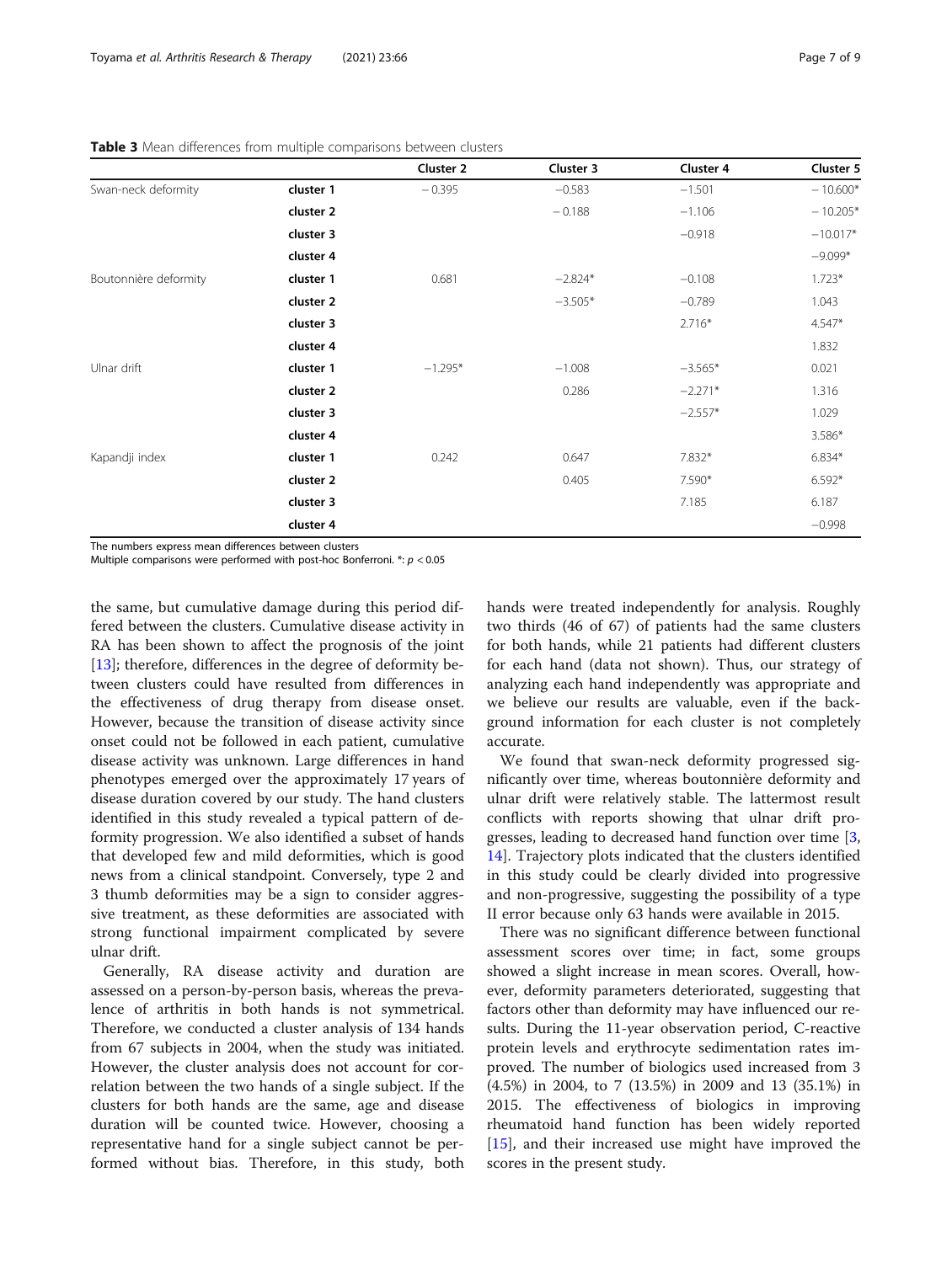**Table 3** Mean differences from multiple comparisons between clusters

| | | Cluster 2 | Cluster 3 | Cluster 4 | Cluster 5 |
|---|---|---|---|---|---|
| Swan-neck deformity | **cluster 1** | − 0.395 | −0.583 | −1.501 | − 10.600* |
| | **cluster 2** | | − 0.188 | −1.106 | − 10.205* |
| | **cluster 3** | | | −0.918 | −10.017* |
| | **cluster 4** | | | | −9.099* |
| Boutonnière deformity | **cluster 1** | 0.681 | −2.824* | −0.108 | 1.723* |
| | **cluster 2** | | −3.505* | −0.789 | 1.043 |
| | **cluster 3** | | | 2.716* | 4.547* |
| | **cluster 4** | | | | 1.832 |
| Ulnar drift | **cluster 1** | −1.295* | −1.008 | −3.565* | 0.021 |
| | **cluster 2** | | 0.286 | −2.271* | 1.316 |
| | **cluster 3** | | | −2.557* | 1.029 |
| | **cluster 4** | | | | 3.586* |
| Kapandji index | **cluster 1** | 0.242 | 0.647 | 7.832* | 6.834* |
| | **cluster 2** | | 0.405 | 7.590* | 6.592* |
| | **cluster 3** | | | 7.185 | 6.187 |
| | **cluster 4** | | | | −0.998 |

The numbers express mean differences between clusters
Multiple comparisons were performed with post-hoc Bonferroni. *: $p < 0.05$

the same, but cumulative damage during this period differed between the clusters. Cumulative disease activity in RA has been shown to affect the prognosis of the joint [13]; therefore, differences in the degree of deformity between clusters could have resulted from differences in the effectiveness of drug therapy from disease onset. However, because the transition of disease activity since onset could not be followed in each patient, cumulative disease activity was unknown. Large differences in hand phenotypes emerged over the approximately 17 years of disease duration covered by our study. The hand clusters identified in this study revealed a typical pattern of deformity progression. We also identified a subset of hands that developed few and mild deformities, which is good news from a clinical standpoint. Conversely, type 2 and 3 thumb deformities may be a sign to consider aggressive treatment, as these deformities are associated with strong functional impairment complicated by severe ulnar drift.

Generally, RA disease activity and duration are assessed on a person-by-person basis, whereas the prevalence of arthritis in both hands is not symmetrical. Therefore, we conducted a cluster analysis of 134 hands from 67 subjects in 2004, when the study was initiated. However, the cluster analysis does not account for correlation between the two hands of a single subject. If the clusters for both hands are the same, age and disease duration will be counted twice. However, choosing a representative hand for a single subject cannot be performed without bias. Therefore, in this study, both hands were treated independently for analysis. Roughly two thirds (46 of 67) of patients had the same clusters for both hands, while 21 patients had different clusters for each hand (data not shown). Thus, our strategy of analyzing each hand independently was appropriate and we believe our results are valuable, even if the background information for each cluster is not completely accurate.

We found that swan-neck deformity progressed significantly over time, whereas boutonnière deformity and ulnar drift were relatively stable. The lattermost result conflicts with reports showing that ulnar drift progresses, leading to decreased hand function over time [3, 14]. Trajectory plots indicated that the clusters identified in this study could be clearly divided into progressive and non-progressive, suggesting the possibility of a type II error because only 63 hands were available in 2015.

There was no significant difference between functional assessment scores over time; in fact, some groups showed a slight increase in mean scores. Overall, however, deformity parameters deteriorated, suggesting that factors other than deformity may have influenced our results. During the 11-year observation period, C-reactive protein levels and erythrocyte sedimentation rates improved. The number of biologics used increased from 3 (4.5%) in 2004, to 7 (13.5%) in 2009 and 13 (35.1%) in 2015. The effectiveness of biologics in improving rheumatoid hand function has been widely reported [15], and their increased use might have improved the scores in the present study.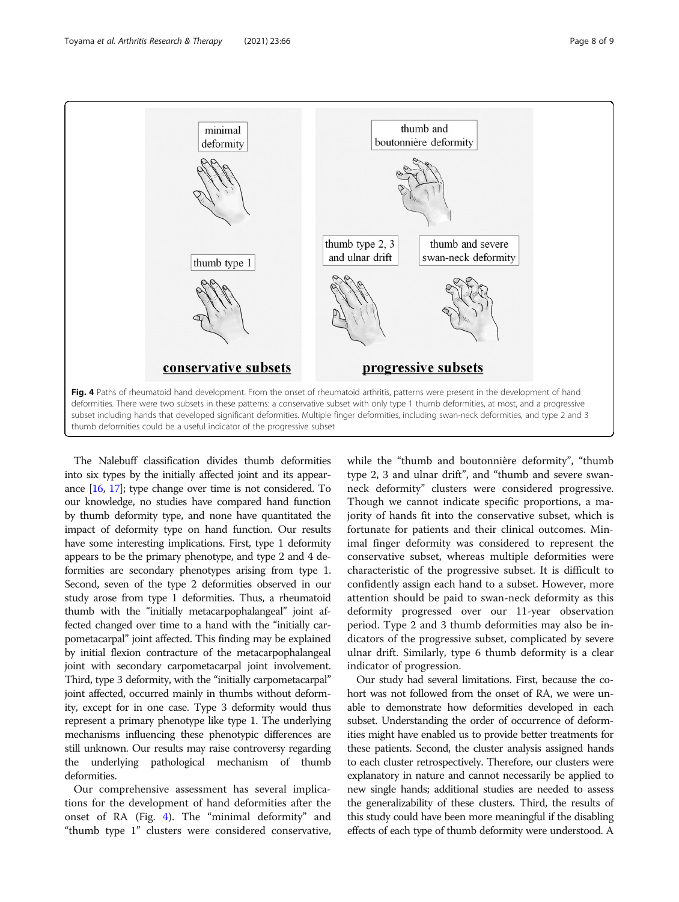Fig. 4 Paths of rheumatoid hand development. From the onset of rheumatoid arthritis, patterns were present in the development of hand deformities. There were two subsets in these patterns: a conservative subset with only type 1 thumb deformities, at most, and a progressive subset including hands that developed significant deformities. Multiple finger deformities, including swan-neck deformities, and type 2 and 3 thumb deformities could be a useful indicator of the progressive subset

The Nalebuff classification divides thumb deformities into six types by the initially affected joint and its appearance [16, 17]; type change over time is not considered. To our knowledge, no studies have compared hand function by thumb deformity type, and none have quantitated the impact of deformity type on hand function. Our results have some interesting implications. First, type 1 deformity appears to be the primary phenotype, and type 2 and 4 deformities are secondary phenotypes arising from type 1. Second, seven of the type 2 deformities observed in our study arose from type 1 deformities. Thus, a rheumatoid thumb with the "initially metacarpophalangeal" joint affected changed over time to a hand with the "initially carpometacarpal" joint affected. This finding may be explained by initial flexion contracture of the metacarpophalangeal joint with secondary carpometacarpal joint involvement. Third, type 3 deformity, with the "initially carpometacarpal" joint affected, occurred mainly in thumbs without deformity, except for in one case. Type 3 deformity would thus represent a primary phenotype like type 1. The underlying mechanisms influencing these phenotypic differences are still unknown. Our results may raise controversy regarding the underlying pathological mechanism of thumb deformities.

Our comprehensive assessment has several implications for the development of hand deformities after the onset of RA (Fig. 4). The "minimal deformity" and "thumb type 1" clusters were considered conservative, while the "thumb and boutonnière deformity", "thumb type 2, 3 and ulnar drift", and "thumb and severe swan-neck deformity" clusters were considered progressive. Though we cannot indicate specific proportions, a majority of hands fit into the conservative subset, which is fortunate for patients and their clinical outcomes. Minimal finger deformity was considered to represent the conservative subset, whereas multiple deformities were characteristic of the progressive subset. It is difficult to confidently assign each hand to a subset. However, more attention should be paid to swan-neck deformity as this deformity progressed over our 11-year observation period. Type 2 and 3 thumb deformities may also be indicators of the progressive subset, complicated by severe ulnar drift. Similarly, type 6 thumb deformity is a clear indicator of progression.

Our study had several limitations. First, because the cohort was not followed from the onset of RA, we were unable to demonstrate how deformities developed in each subset. Understanding the order of occurrence of deformities might have enabled us to provide better treatments for these patients. Second, the cluster analysis assigned hands to each cluster retrospectively. Therefore, our clusters were explanatory in nature and cannot necessarily be applied to new single hands; additional studies are needed to assess the generalizability of these clusters. Third, the results of this study could have been more meaningful if the disabling effects of each type of thumb deformity were understood. A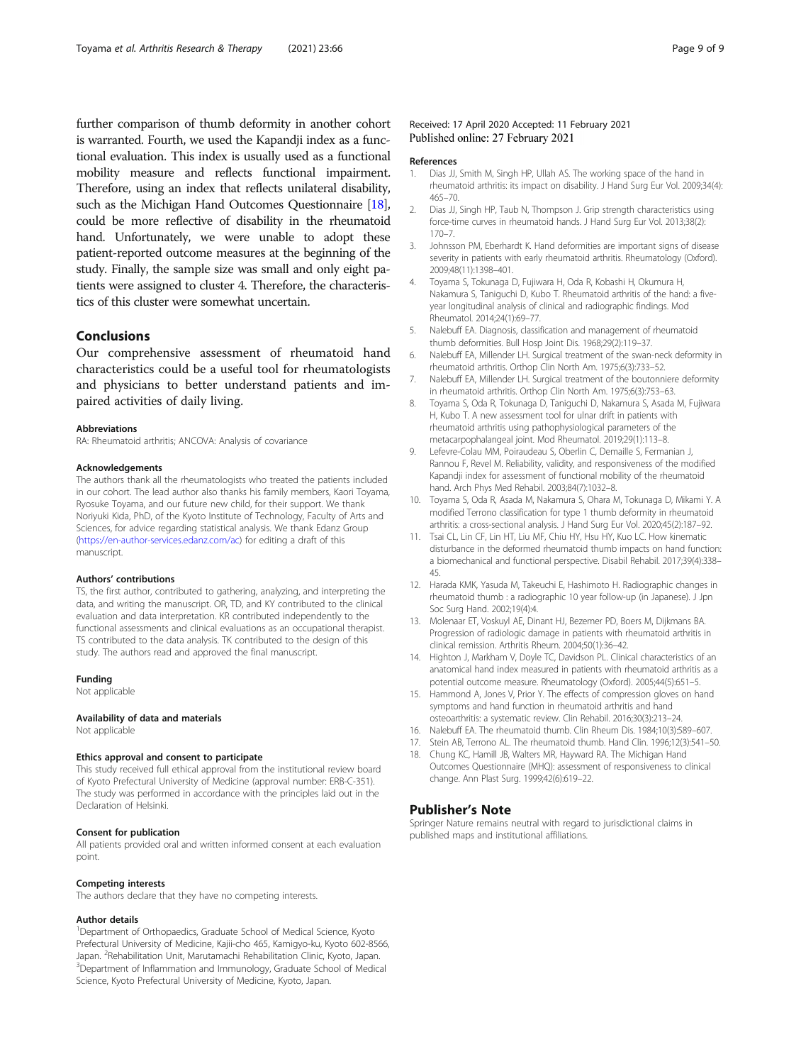further comparison of thumb deformity in another cohort is warranted. Fourth, we used the Kapandji index as a functional evaluation. This index is usually used as a functional mobility measure and reflects functional impairment. Therefore, using an index that reflects unilateral disability, such as the Michigan Hand Outcomes Questionnaire [18], could be more reflective of disability in the rheumatoid hand. Unfortunately, we were unable to adopt these patient-reported outcome measures at the beginning of the study. Finally, the sample size was small and only eight patients were assigned to cluster 4. Therefore, the characteristics of this cluster were somewhat uncertain.

## Conclusions

Our comprehensive assessment of rheumatoid hand characteristics could be a useful tool for rheumatologists and physicians to better understand patients and impaired activities of daily living.

#### Abbreviations

RA: Rheumatoid arthritis; ANCOVA: Analysis of covariance

#### Acknowledgements

The authors thank all the rheumatologists who treated the patients included in our cohort. The lead author also thanks his family members, Kaori Toyama, Ryosuke Toyama, and our future new child, for their support. We thank Noriyuki Kida, PhD, of the Kyoto Institute of Technology, Faculty of Arts and Sciences, for advice regarding statistical analysis. We thank Edanz Group (https://en-author-services.edanz.com/ac) for editing a draft of this manuscript.

#### Authors' contributions

TS, the first author, contributed to gathering, analyzing, and interpreting the data, and writing the manuscript. OR, TD, and KY contributed to the clinical evaluation and data interpretation. KR contributed independently to the functional assessments and clinical evaluations as an occupational therapist. TS contributed to the data analysis. TK contributed to the design of this study. The authors read and approved the final manuscript.

#### Funding

Not applicable

#### Availability of data and materials

Not applicable

#### Ethics approval and consent to participate

This study received full ethical approval from the institutional review board of Kyoto Prefectural University of Medicine (approval number: ERB-C-351). The study was performed in accordance with the principles laid out in the Declaration of Helsinki.

#### Consent for publication

All patients provided oral and written informed consent at each evaluation point.

#### Competing interests

The authors declare that they have no competing interests.

#### Author details

[1]Department of Orthopaedics, Graduate School of Medical Science, Kyoto Prefectural University of Medicine, Kajii-cho 465, Kamigyo-ku, Kyoto 602-8566, Japan. [2]Rehabilitation Unit, Marutamachi Rehabilitation Clinic, Kyoto, Japan. [3]Department of Inflammation and Immunology, Graduate School of Medical Science, Kyoto Prefectural University of Medicine, Kyoto, Japan.

Received: 17 April 2020 Accepted: 11 February 2021
Published online: 27 February 2021

#### References

1. Dias JJ, Smith M, Singh HP, Ullah AS. The working space of the hand in rheumatoid arthritis: its impact on disability. J Hand Surg Eur Vol. 2009;34(4):465–70.
2. Dias JJ, Singh HP, Taub N, Thompson J. Grip strength characteristics using force-time curves in rheumatoid hands. J Hand Surg Eur Vol. 2013;38(2):170–7.
3. Johnsson PM, Eberhardt K. Hand deformities are important signs of disease severity in patients with early rheumatoid arthritis. Rheumatology (Oxford). 2009;48(11):1398–401.
4. Toyama S, Tokunaga D, Fujiwara H, Oda R, Kobashi H, Okumura H, Nakamura S, Taniguchi D, Kubo T. Rheumatoid arthritis of the hand: a five-year longitudinal analysis of clinical and radiographic findings. Mod Rheumatol. 2014;24(1):69–77.
5. Nalebuff EA. Diagnosis, classification and management of rheumatoid thumb deformities. Bull Hosp Joint Dis. 1968;29(2):119–37.
6. Nalebuff EA, Millender LH. Surgical treatment of the swan-neck deformity in rheumatoid arthritis. Orthop Clin North Am. 1975;6(3):733–52.
7. Nalebuff EA, Millender LH. Surgical treatment of the boutonniere deformity in rheumatoid arthritis. Orthop Clin North Am. 1975;6(3):753–63.
8. Toyama S, Oda R, Tokunaga D, Taniguchi D, Nakamura S, Asada M, Fujiwara H, Kubo T. A new assessment tool for ulnar drift in patients with rheumatoid arthritis using pathophysiological parameters of the metacarpophalangeal joint. Mod Rheumatol. 2019;29(1):113–8.
9. Lefevre-Colau MM, Poiraudeau S, Oberlin C, Demaille S, Fermanian J, Rannou F, Revel M. Reliability, validity, and responsiveness of the modified Kapandji index for assessment of functional mobility of the rheumatoid hand. Arch Phys Med Rehabil. 2003;84(7):1032–8.
10. Toyama S, Oda R, Asada M, Nakamura S, Ohara M, Tokunaga D, Mikami Y. A modified Terrono classification for type 1 thumb deformity in rheumatoid arthritis: a cross-sectional analysis. J Hand Surg Eur Vol. 2020;45(2):187–92.
11. Tsai CL, Lin CF, Lin HT, Liu MF, Chiu HY, Hsu HY, Kuo LC. How kinematic disturbance in the deformed rheumatoid thumb impacts on hand function: a biomechanical and functional perspective. Disabil Rehabil. 2017;39(4):338–45.
12. Harada KMK, Yasuda M, Takeuchi E, Hashimoto H. Radiographic changes in rheumatoid thumb : a radiographic 10 year follow-up (in Japanese). J Jpn Soc Surg Hand. 2002;19(4):4.
13. Molenaar ET, Voskuyl AE, Dinant HJ, Bezemer PD, Boers M, Dijkmans BA. Progression of radiologic damage in patients with rheumatoid arthritis in clinical remission. Arthritis Rheum. 2004;50(1):36–42.
14. Highton J, Markham V, Doyle TC, Davidson PL. Clinical characteristics of an anatomical hand index measured in patients with rheumatoid arthritis as a potential outcome measure. Rheumatology (Oxford). 2005;44(5):651–5.
15. Hammond A, Jones V, Prior Y. The effects of compression gloves on hand symptoms and hand function in rheumatoid arthritis and hand osteoarthritis: a systematic review. Clin Rehabil. 2016;30(3):213–24.
16. Nalebuff EA. The rheumatoid thumb. Clin Rheum Dis. 1984;10(3):589–607.
17. Stein AB, Terrono AL. The rheumatoid thumb. Hand Clin. 1996;12(3):541–50.
18. Chung KC, Hamill JB, Walters MR, Hayward RA. The Michigan Hand Outcomes Questionnaire (MHQ): assessment of responsiveness to clinical change. Ann Plast Surg. 1999;42(6):619–22.

## Publisher's Note

Springer Nature remains neutral with regard to jurisdictional claims in published maps and institutional affiliations.